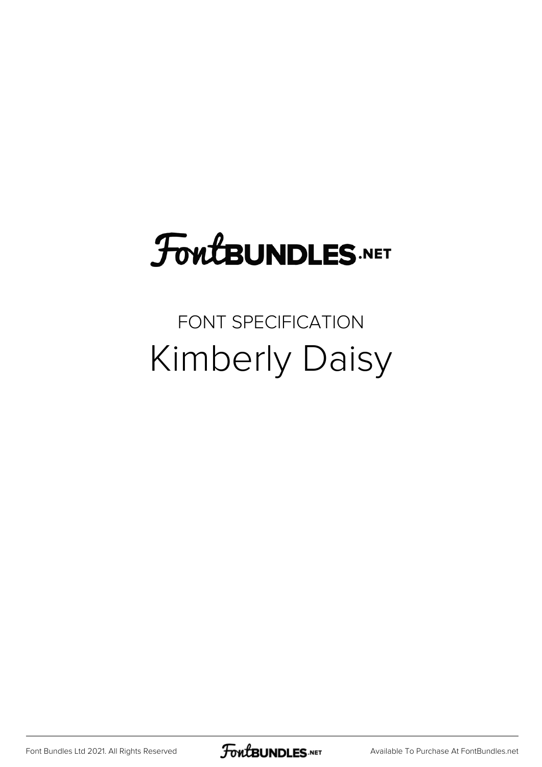FontBUNDLES.NET

FONT SPECIFICATION

# Kimberly Daisy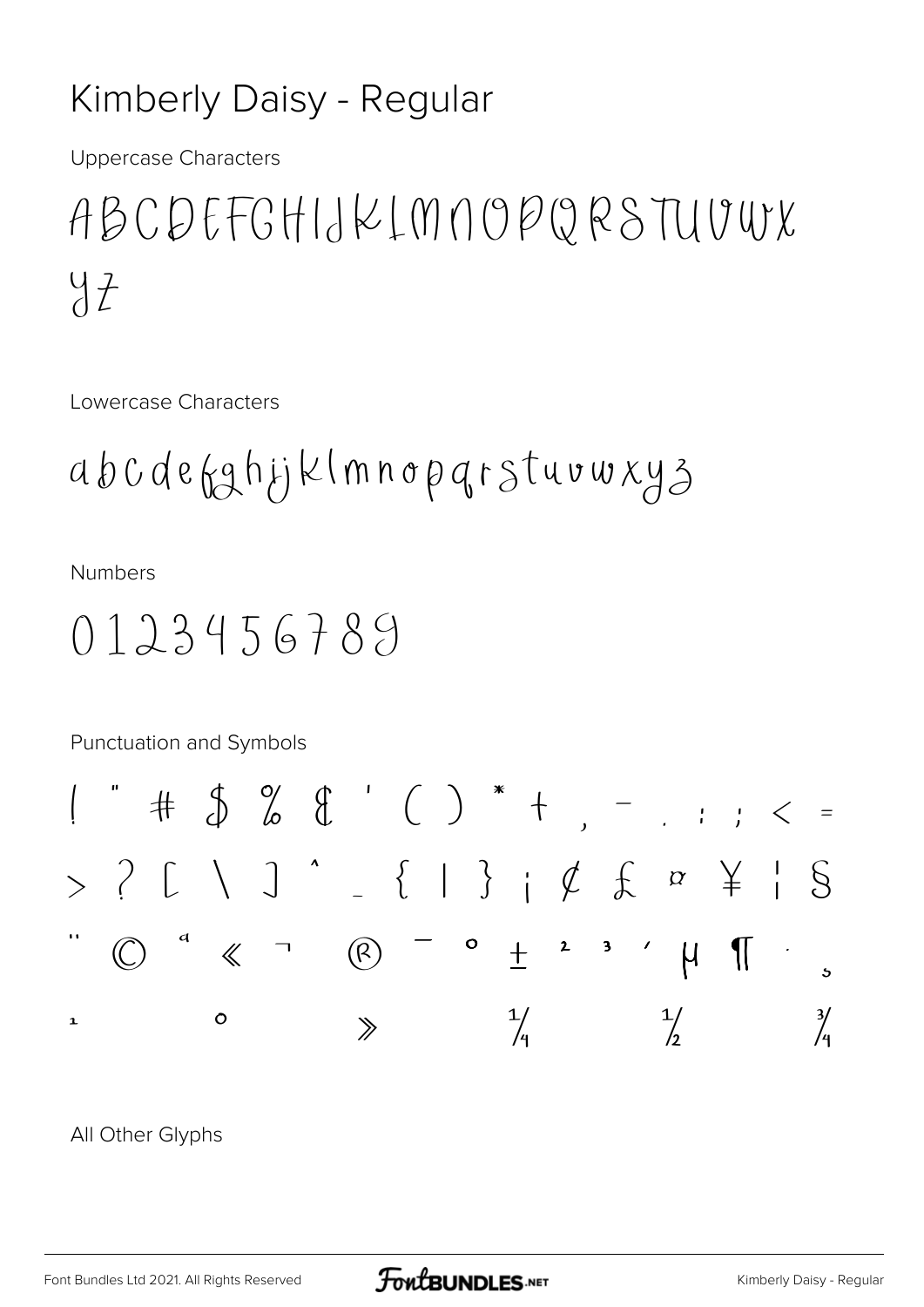# Kimberly Daisy - Regular

Uppercase Characters

ABCDEFGHIJKLMNOPQRSTUVWX
YZ

Lowercase Characters

abcdefghijklmnopqrstuvwxyz

Numbers

0123456789

Punctuation and Symbols

! " # $ % & ' ( ) * + , - . : ; < =
> ? [ \ ] ^ _ { | } ¡ ¢ £ ¤ ¥ ¦ §
¨ © ª « ¬ ® ¯ ° ± ² ³ ´ µ ¶ · ¸
¹ º » ¼ ½ ¾

All Other Glyphs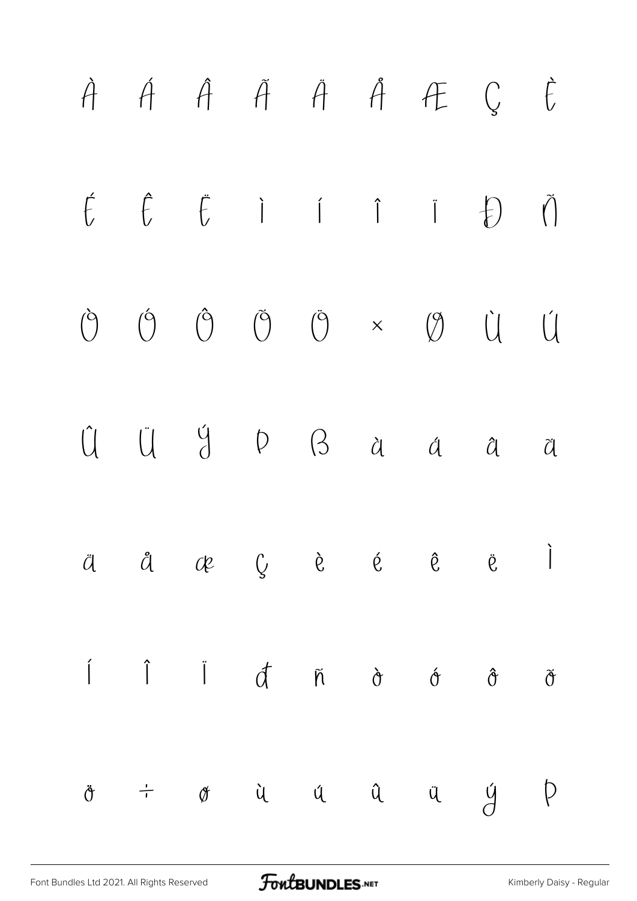À Á Â Ã Ä Å Æ Ç È

É Ê Ë Ì Í Î Ï Ð Ñ

Ò Ó Ô Õ Ö × Ø Ù Ú

Û Ü Ý Þ ß à á â ã

ä å æ ç è é ê ë ì

í î ï ð ñ ò ó ô õ

ö ÷ ø ù ú û ü ý þ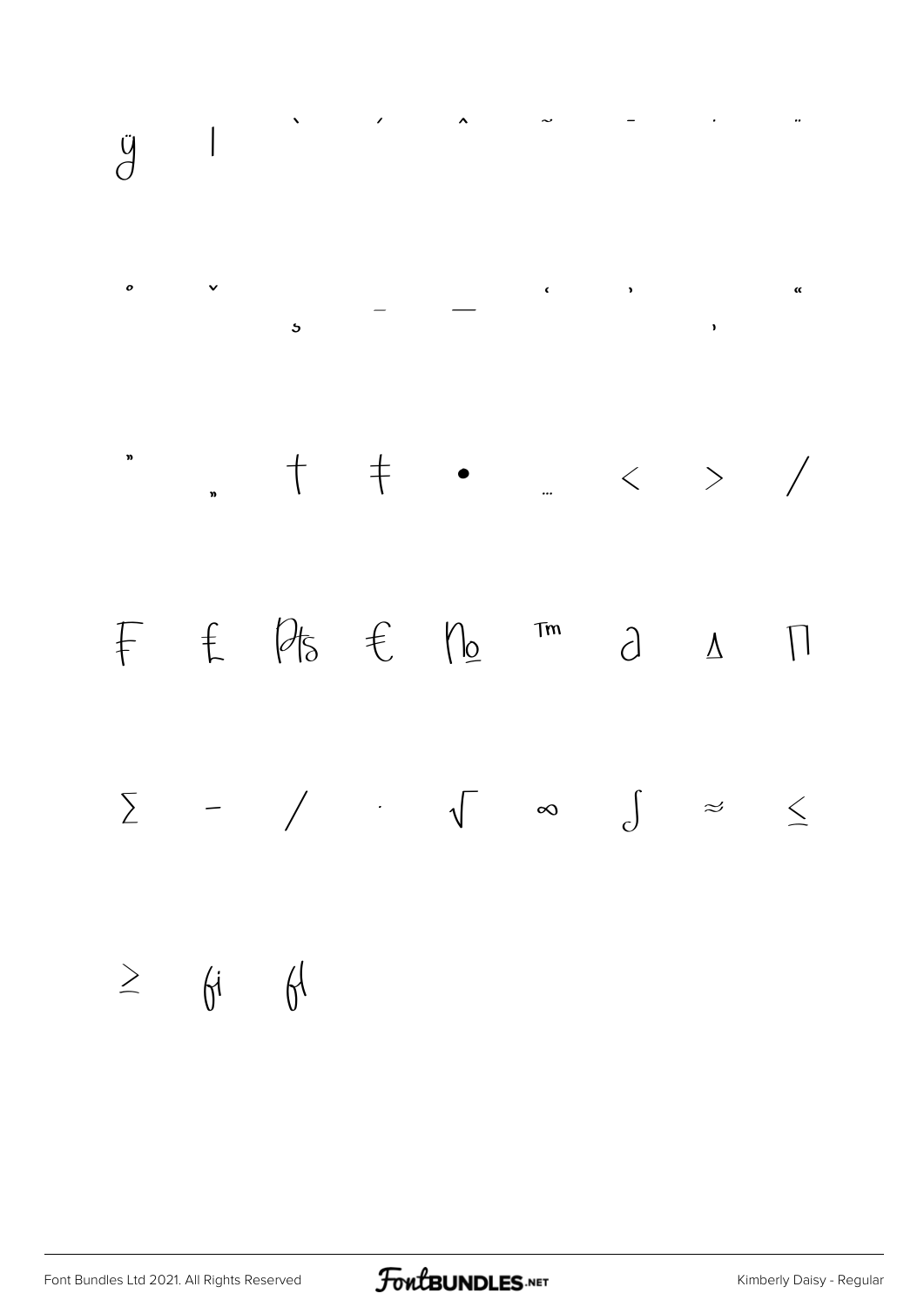ÿ ı ` ´ ˆ ˜ ¯ ˙ ˝

˚ ˇ ¸ – — ‘ ’ ‚ «

» „ † ‡ • … ‹ › ⁄

₣ ₤ ₧ € № ™ ∂ ∆ ∏

∑ − ∕ ∙ √ ∞ ∫ ≈ ≤

≥ ﬁ ﬂ